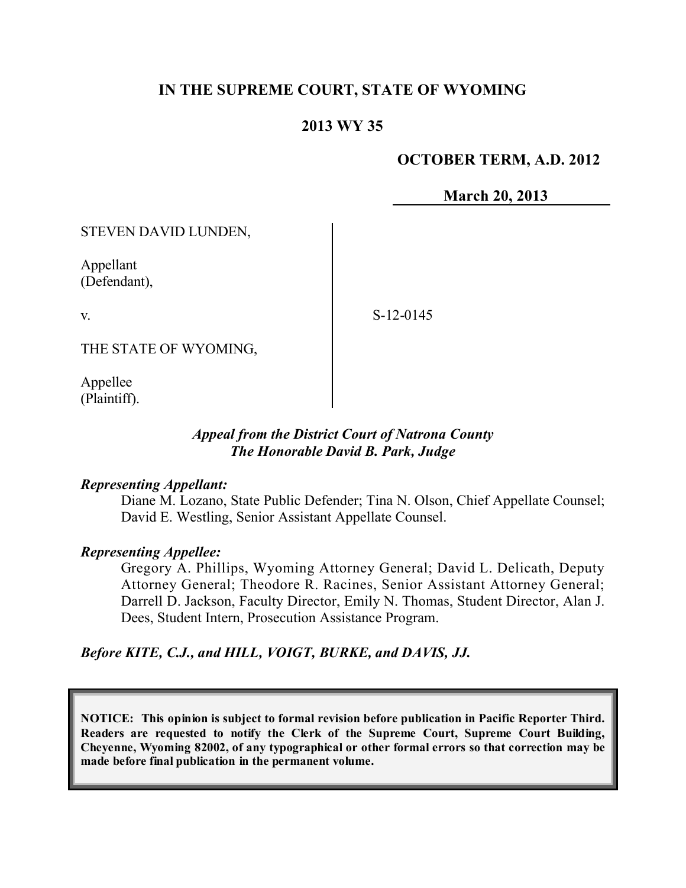**IN THE SUPREME COURT, STATE OF WYOMING**

**2013 WY 35**

**OCTOBER TERM, A.D. 2012**

**March 20, 2013**

STEVEN DAVID LUNDEN,

Appellant
(Defendant),

v.

S-12-0145

THE STATE OF WYOMING,

Appellee
(Plaintiff).

***Appeal from the District Court of Natrona County***
***The Honorable David B. Park, Judge***

***Representing Appellant:***

Diane M. Lozano, State Public Defender; Tina N. Olson, Chief Appellate Counsel; David E. Westling, Senior Assistant Appellate Counsel.

***Representing Appellee:***

Gregory A. Phillips, Wyoming Attorney General; David L. Delicath, Deputy Attorney General; Theodore R. Racines, Senior Assistant Attorney General; Darrell D. Jackson, Faculty Director, Emily N. Thomas, Student Director, Alan J. Dees, Student Intern, Prosecution Assistance Program.

***Before KITE, C.J., and HILL, VOIGT, BURKE, and DAVIS, JJ.***

**NOTICE: This opinion is subject to formal revision before publication in Pacific Reporter Third. Readers are requested to notify the Clerk of the Supreme Court, Supreme Court Building, Cheyenne, Wyoming 82002, of any typographical or other formal errors so that correction may be made before final publication in the permanent volume.**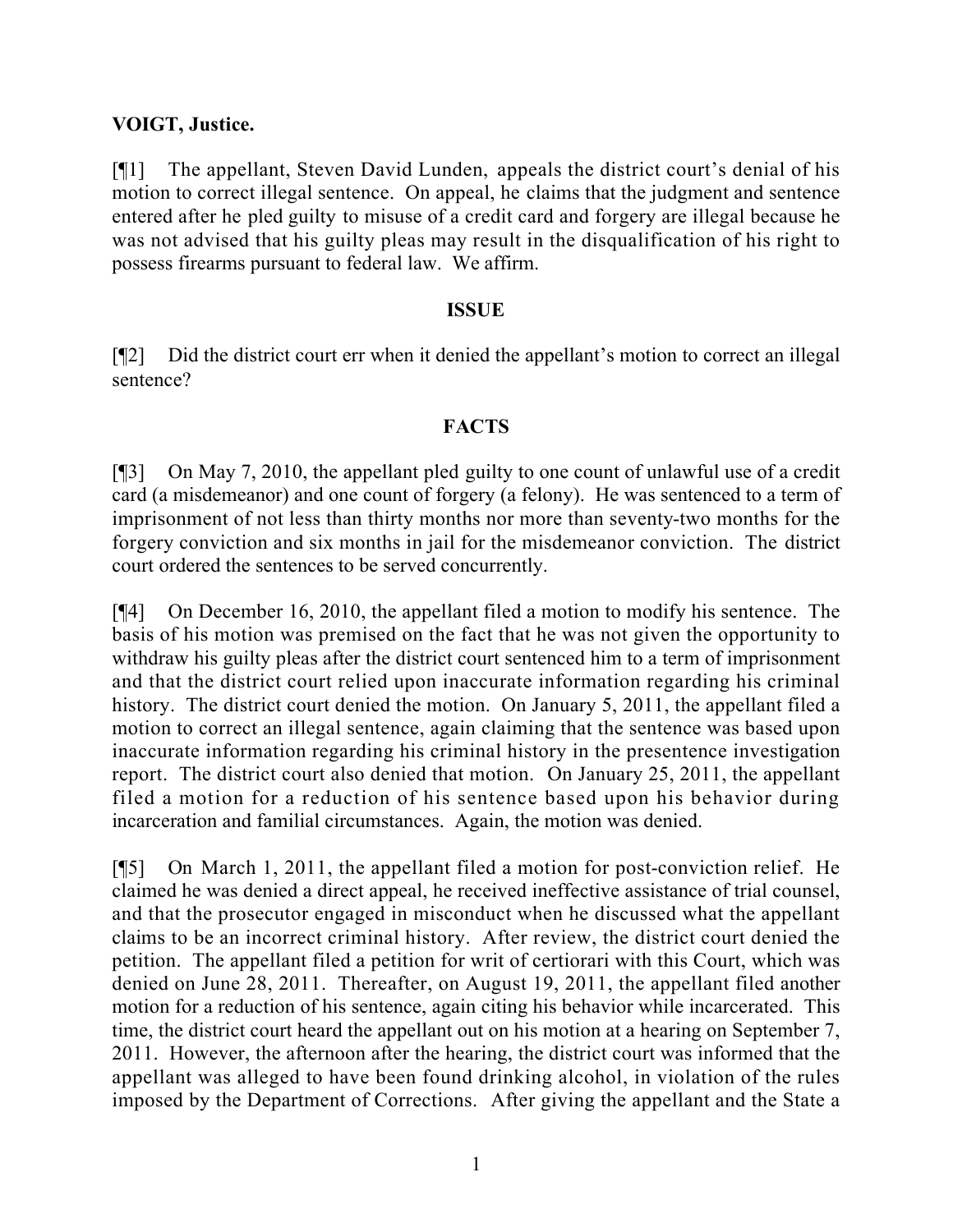**VOIGT, Justice.**

[¶1] The appellant, Steven David Lunden, appeals the district court's denial of his motion to correct illegal sentence. On appeal, he claims that the judgment and sentence entered after he pled guilty to misuse of a credit card and forgery are illegal because he was not advised that his guilty pleas may result in the disqualification of his right to possess firearms pursuant to federal law. We affirm.

**ISSUE**

[¶2] Did the district court err when it denied the appellant's motion to correct an illegal sentence?

**FACTS**

[¶3] On May 7, 2010, the appellant pled guilty to one count of unlawful use of a credit card (a misdemeanor) and one count of forgery (a felony). He was sentenced to a term of imprisonment of not less than thirty months nor more than seventy-two months for the forgery conviction and six months in jail for the misdemeanor conviction. The district court ordered the sentences to be served concurrently.

[¶4] On December 16, 2010, the appellant filed a motion to modify his sentence. The basis of his motion was premised on the fact that he was not given the opportunity to withdraw his guilty pleas after the district court sentenced him to a term of imprisonment and that the district court relied upon inaccurate information regarding his criminal history. The district court denied the motion. On January 5, 2011, the appellant filed a motion to correct an illegal sentence, again claiming that the sentence was based upon inaccurate information regarding his criminal history in the presentence investigation report. The district court also denied that motion. On January 25, 2011, the appellant filed a motion for a reduction of his sentence based upon his behavior during incarceration and familial circumstances. Again, the motion was denied.

[¶5] On March 1, 2011, the appellant filed a motion for post-conviction relief. He claimed he was denied a direct appeal, he received ineffective assistance of trial counsel, and that the prosecutor engaged in misconduct when he discussed what the appellant claims to be an incorrect criminal history. After review, the district court denied the petition. The appellant filed a petition for writ of certiorari with this Court, which was denied on June 28, 2011. Thereafter, on August 19, 2011, the appellant filed another motion for a reduction of his sentence, again citing his behavior while incarcerated. This time, the district court heard the appellant out on his motion at a hearing on September 7, 2011. However, the afternoon after the hearing, the district court was informed that the appellant was alleged to have been found drinking alcohol, in violation of the rules imposed by the Department of Corrections. After giving the appellant and the State a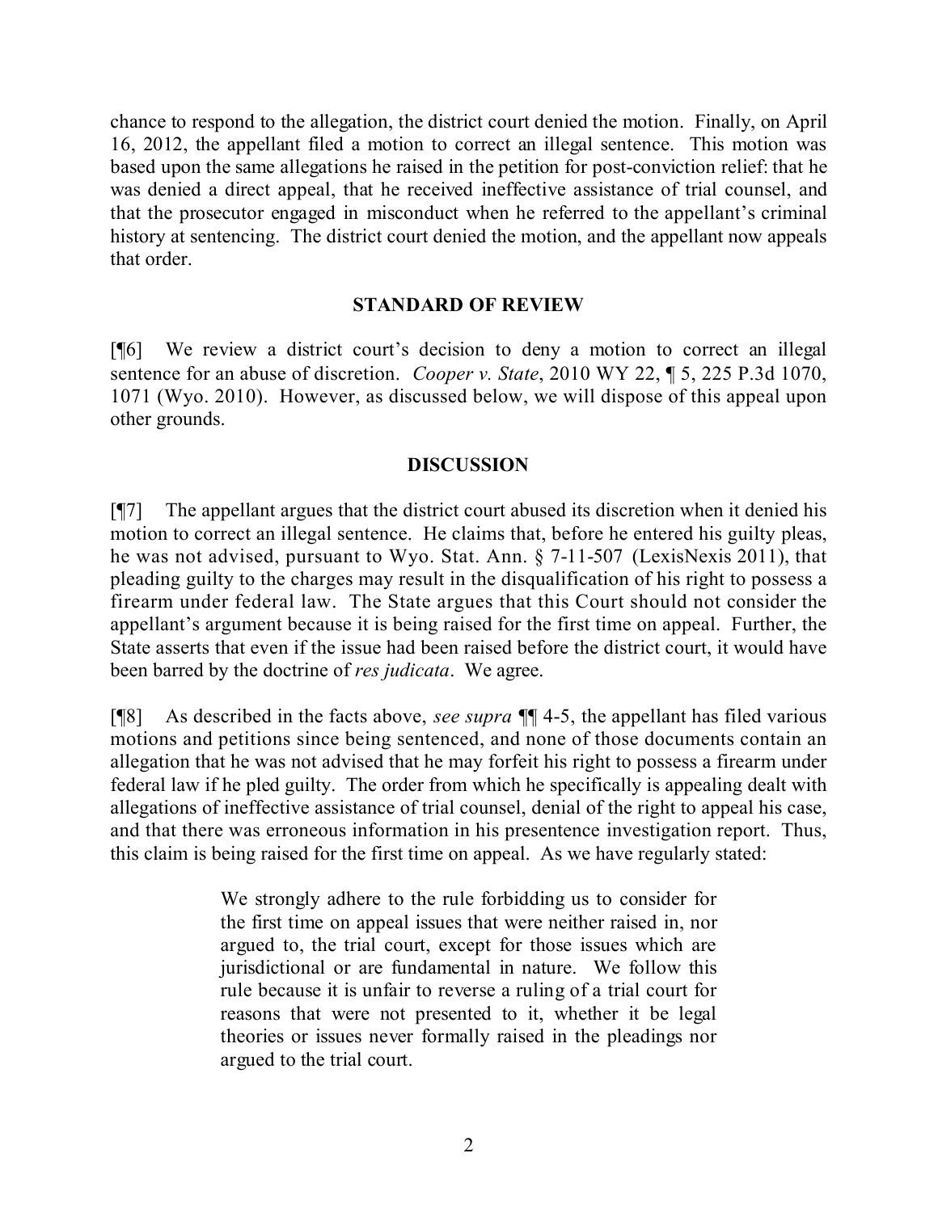chance to respond to the allegation, the district court denied the motion. Finally, on April 16, 2012, the appellant filed a motion to correct an illegal sentence. This motion was based upon the same allegations he raised in the petition for post-conviction relief: that he was denied a direct appeal, that he received ineffective assistance of trial counsel, and that the prosecutor engaged in misconduct when he referred to the appellant's criminal history at sentencing. The district court denied the motion, and the appellant now appeals that order.

## STANDARD OF REVIEW

[¶6] We review a district court's decision to deny a motion to correct an illegal sentence for an abuse of discretion. *Cooper v. State*, 2010 WY 22, ¶ 5, 225 P.3d 1070, 1071 (Wyo. 2010). However, as discussed below, we will dispose of this appeal upon other grounds.

## DISCUSSION

[¶7] The appellant argues that the district court abused its discretion when it denied his motion to correct an illegal sentence. He claims that, before he entered his guilty pleas, he was not advised, pursuant to Wyo. Stat. Ann. § 7-11-507 (LexisNexis 2011), that pleading guilty to the charges may result in the disqualification of his right to possess a firearm under federal law. The State argues that this Court should not consider the appellant's argument because it is being raised for the first time on appeal. Further, the State asserts that even if the issue had been raised before the district court, it would have been barred by the doctrine of *res judicata*. We agree.

[¶8] As described in the facts above, *see supra* ¶¶ 4-5, the appellant has filed various motions and petitions since being sentenced, and none of those documents contain an allegation that he was not advised that he may forfeit his right to possess a firearm under federal law if he pled guilty. The order from which he specifically is appealing dealt with allegations of ineffective assistance of trial counsel, denial of the right to appeal his case, and that there was erroneous information in his presentence investigation report. Thus, this claim is being raised for the first time on appeal. As we have regularly stated:

> We strongly adhere to the rule forbidding us to consider for the first time on appeal issues that were neither raised in, nor argued to, the trial court, except for those issues which are jurisdictional or are fundamental in nature. We follow this rule because it is unfair to reverse a ruling of a trial court for reasons that were not presented to it, whether it be legal theories or issues never formally raised in the pleadings nor argued to the trial court.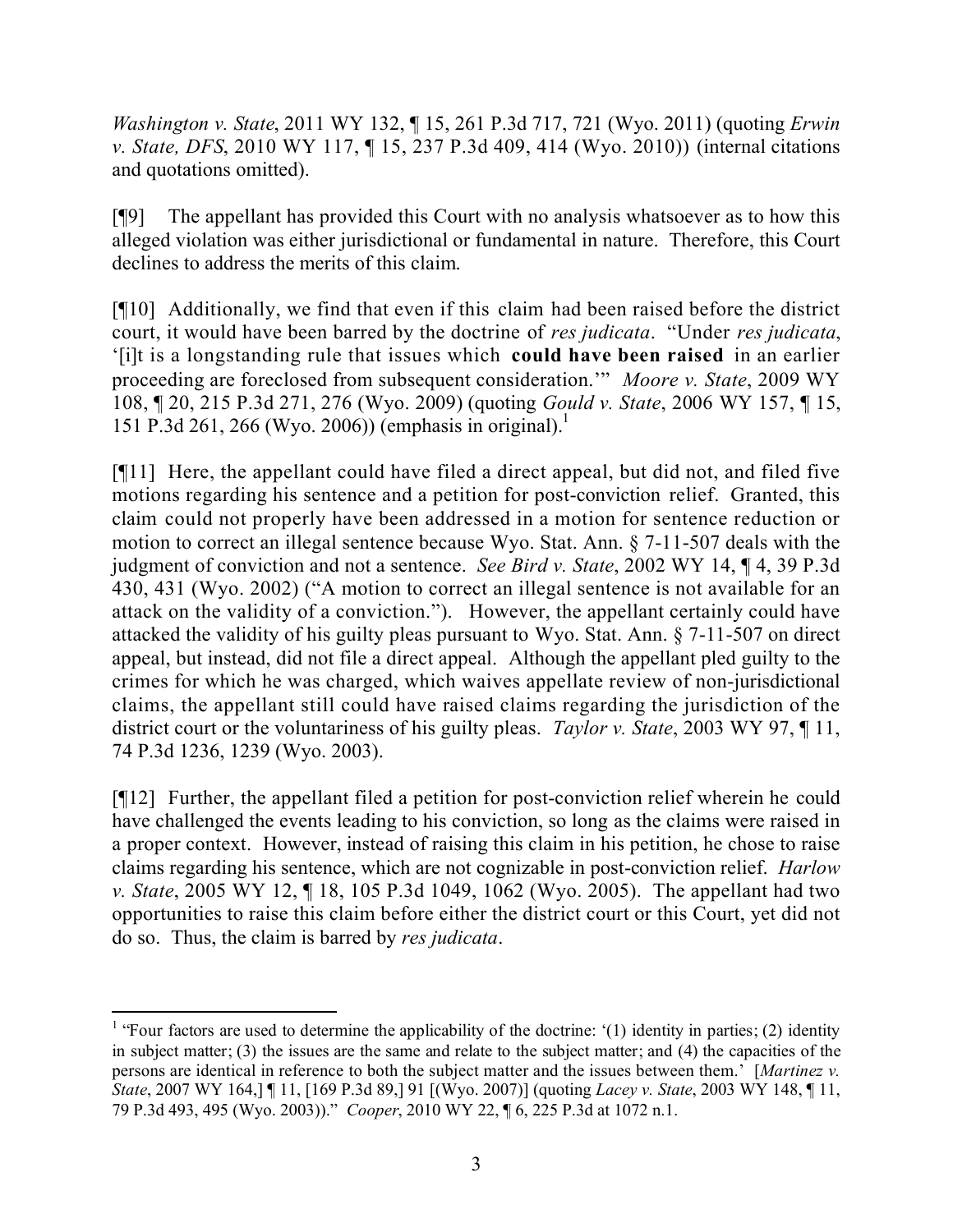*Washington v. State*, 2011 WY 132, ¶ 15, 261 P.3d 717, 721 (Wyo. 2011) (quoting *Erwin v. State, DFS*, 2010 WY 117, ¶ 15, 237 P.3d 409, 414 (Wyo. 2010)) (internal citations and quotations omitted).

[¶9] The appellant has provided this Court with no analysis whatsoever as to how this alleged violation was either jurisdictional or fundamental in nature. Therefore, this Court declines to address the merits of this claim.

[¶10] Additionally, we find that even if this claim had been raised before the district court, it would have been barred by the doctrine of *res judicata*. "Under *res judicata*, '[i]t is a longstanding rule that issues which **could have been raised** in an earlier proceeding are foreclosed from subsequent consideration.'" *Moore v. State*, 2009 WY 108, ¶ 20, 215 P.3d 271, 276 (Wyo. 2009) (quoting *Gould v. State*, 2006 WY 157, ¶ 15, 151 P.3d 261, 266 (Wyo. 2006)) (emphasis in original).[1]

[¶11] Here, the appellant could have filed a direct appeal, but did not, and filed five motions regarding his sentence and a petition for post-conviction relief. Granted, this claim could not properly have been addressed in a motion for sentence reduction or motion to correct an illegal sentence because Wyo. Stat. Ann. § 7-11-507 deals with the judgment of conviction and not a sentence. *See Bird v. State*, 2002 WY 14, ¶ 4, 39 P.3d 430, 431 (Wyo. 2002) ("A motion to correct an illegal sentence is not available for an attack on the validity of a conviction."). However, the appellant certainly could have attacked the validity of his guilty pleas pursuant to Wyo. Stat. Ann. § 7-11-507 on direct appeal, but instead, did not file a direct appeal. Although the appellant pled guilty to the crimes for which he was charged, which waives appellate review of non-jurisdictional claims, the appellant still could have raised claims regarding the jurisdiction of the district court or the voluntariness of his guilty pleas. *Taylor v. State*, 2003 WY 97, ¶ 11, 74 P.3d 1236, 1239 (Wyo. 2003).

[¶12] Further, the appellant filed a petition for post-conviction relief wherein he could have challenged the events leading to his conviction, so long as the claims were raised in a proper context. However, instead of raising this claim in his petition, he chose to raise claims regarding his sentence, which are not cognizable in post-conviction relief. *Harlow v. State*, 2005 WY 12, ¶ 18, 105 P.3d 1049, 1062 (Wyo. 2005). The appellant had two opportunities to raise this claim before either the district court or this Court, yet did not do so. Thus, the claim is barred by *res judicata*.

---

[1] "Four factors are used to determine the applicability of the doctrine: '(1) identity in parties; (2) identity in subject matter; (3) the issues are the same and relate to the subject matter; and (4) the capacities of the persons are identical in reference to both the subject matter and the issues between them.' [*Martinez v. State*, 2007 WY 164,] ¶ 11, [169 P.3d 89,] 91 [(Wyo. 2007)] (quoting *Lacey v. State*, 2003 WY 148, ¶ 11, 79 P.3d 493, 495 (Wyo. 2003))." *Cooper*, 2010 WY 22, ¶ 6, 225 P.3d at 1072 n.1.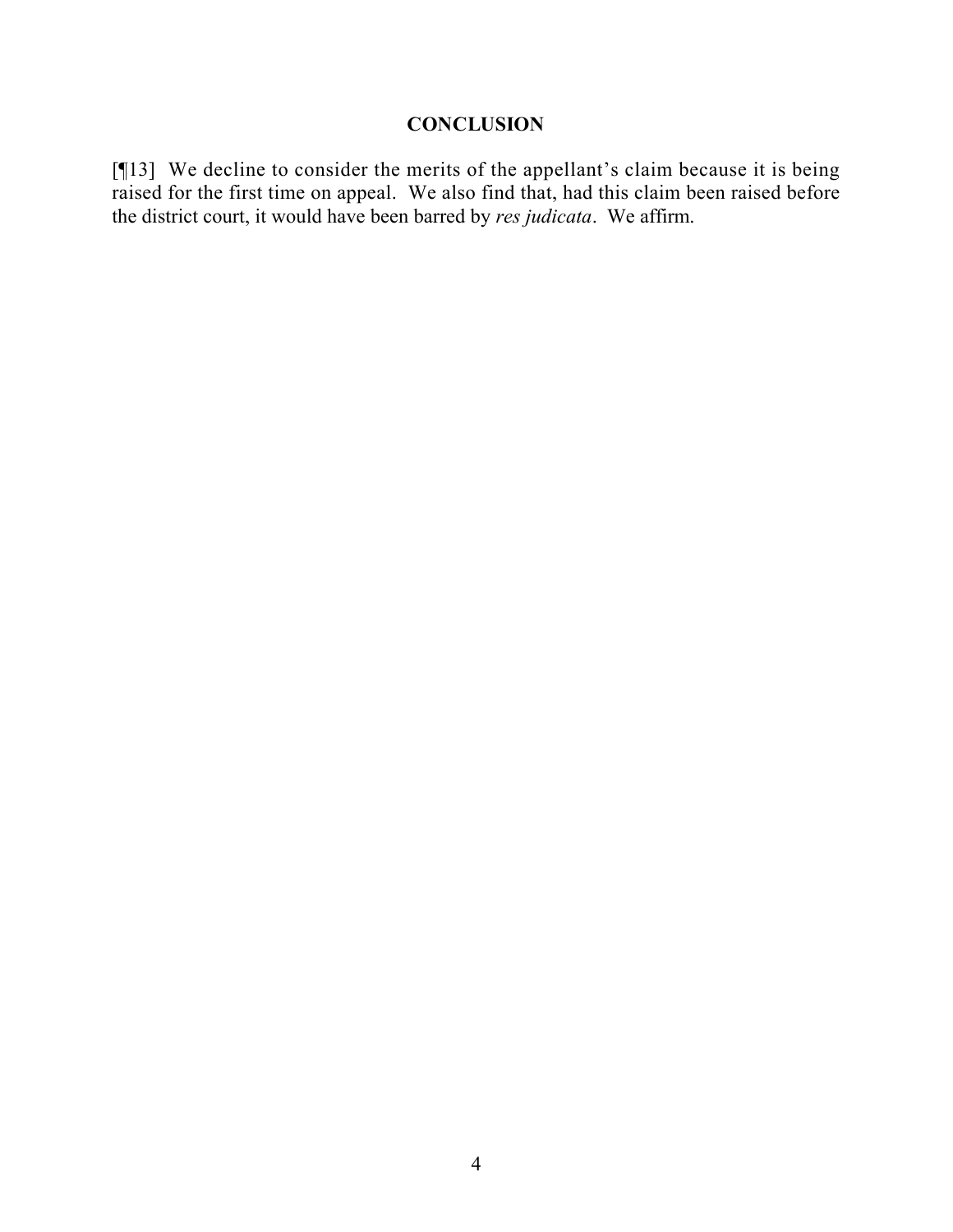## CONCLUSION

[¶13] We decline to consider the merits of the appellant's claim because it is being raised for the first time on appeal. We also find that, had this claim been raised before the district court, it would have been barred by *res judicata*. We affirm.